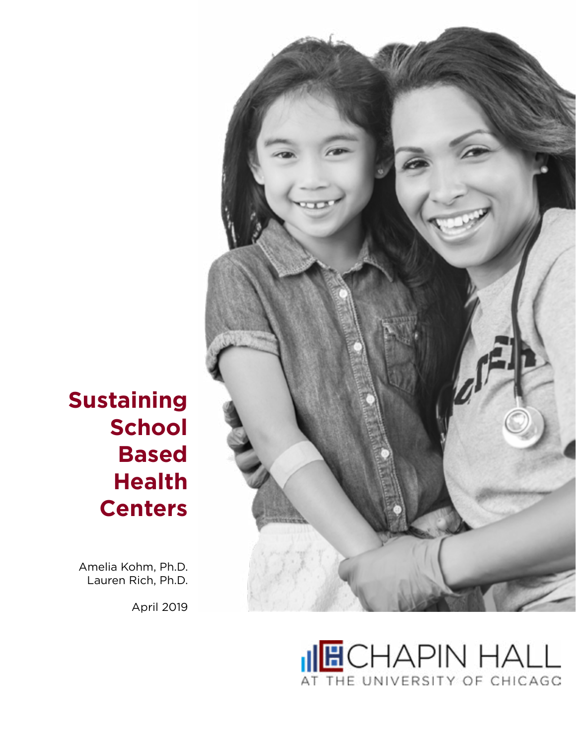# Sustaining School Based Health Centers

Amelia Kohm, Ph.D.
Lauren Rich, Ph.D.

April 2019

CHAPIN HALL
AT THE UNIVERSITY OF CHICAGO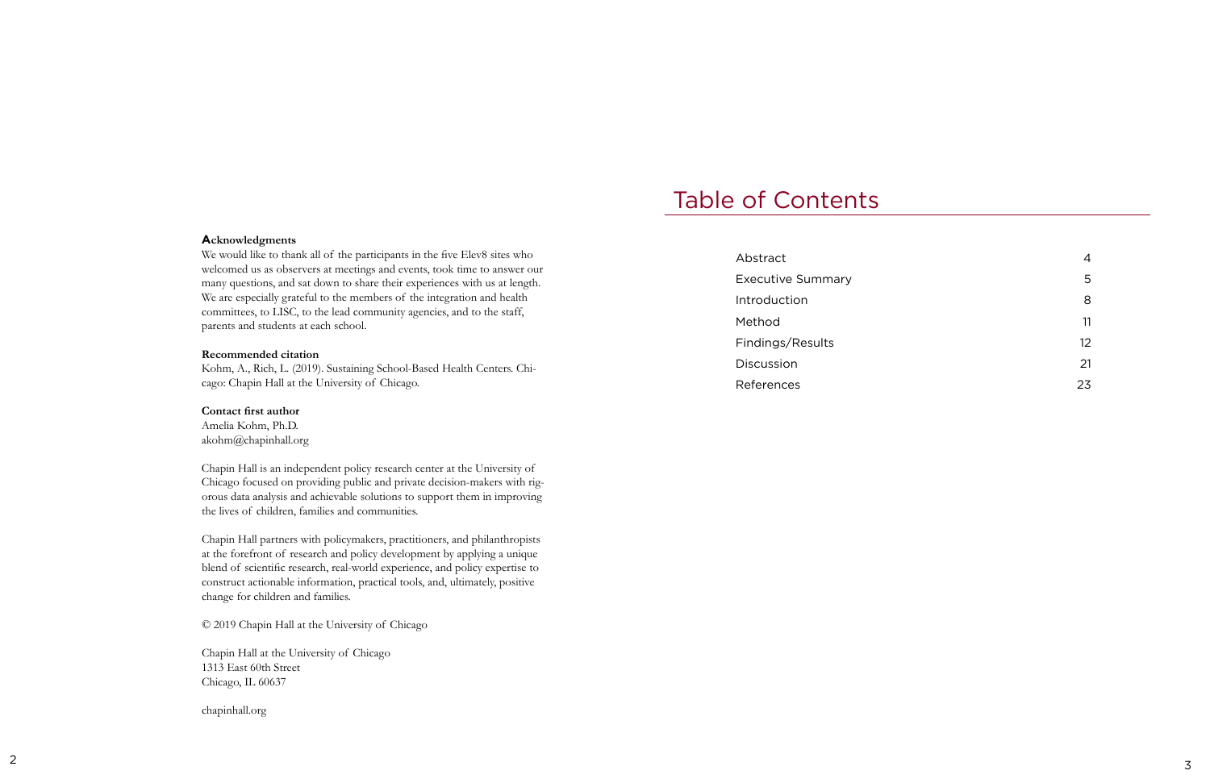**Acknowledgments**

We would like to thank all of the participants in the five Elev8 sites who welcomed us as observers at meetings and events, took time to answer our many questions, and sat down to share their experiences with us at length. We are especially grateful to the members of the integration and health committees, to LISC, to the lead community agencies, and to the staff, parents and students at each school.

**Recommended citation**

Kohm, A., Rich, L. (2019). Sustaining School-Based Health Centers. Chicago: Chapin Hall at the University of Chicago.

**Contact first author**

Amelia Kohm, Ph.D.
akohm@chapinhall.org

Chapin Hall is an independent policy research center at the University of Chicago focused on providing public and private decision-makers with rigorous data analysis and achievable solutions to support them in improving the lives of children, families and communities.

Chapin Hall partners with policymakers, practitioners, and philanthropists at the forefront of research and policy development by applying a unique blend of scientific research, real-world experience, and policy expertise to construct actionable information, practical tools, and, ultimately, positive change for children and families.

© 2019 Chapin Hall at the University of Chicago

Chapin Hall at the University of Chicago
1313 East 60th Street
Chicago, IL 60637

chapinhall.org

# Table of Contents

| | |
|---|---|
| Abstract | 4 |
| Executive Summary | 5 |
| Introduction | 8 |
| Method | 11 |
| Findings/Results | 12 |
| Discussion | 21 |
| References | 23 |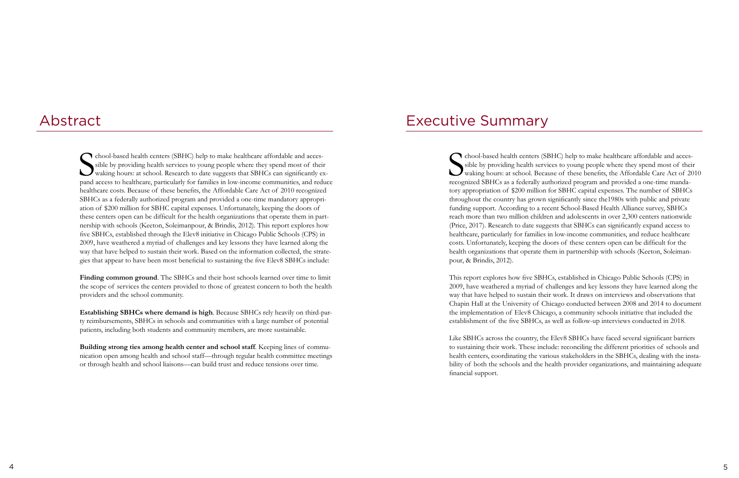# Abstract

School-based health centers (SBHC) help to make healthcare affordable and accessible by providing health services to young people where they spend most of their waking hours: at school. Research to date suggests that SBHCs can significantly expand access to healthcare, particularly for families in low-income communities, and reduce healthcare costs. Because of these benefits, the Affordable Care Act of 2010 recognized SBHCs as a federally authorized program and provided a one-time mandatory appropriation of $200 million for SBHC capital expenses. Unfortunately, keeping the doors of these centers open can be difficult for the health organizations that operate them in partnership with schools (Keeton, Soleimanpour, & Brindis, 2012). This report explores how five SBHCs, established through the Elev8 initiative in Chicago Public Schools (CPS) in 2009, have weathered a myriad of challenges and key lessons they have learned along the way that have helped to sustain their work. Based on the information collected, the strategies that appear to have been most beneficial to sustaining the five Elev8 SBHCs include:

**Finding common ground**. The SBHCs and their host schools learned over time to limit the scope of services the centers provided to those of greatest concern to both the health providers and the school community.

**Establishing SBHCs where demand is high**. Because SBHCs rely heavily on third-party reimbursements, SBHCs in schools and communities with a large number of potential patients, including both students and community members, are more sustainable.

**Building strong ties among health center and school staff**. Keeping lines of communication open among health and school staff—through regular health committee meetings or through health and school liaisons—can build trust and reduce tensions over time.

# Executive Summary

School-based health centers (SBHC) help to make healthcare affordable and accessible by providing health services to young people where they spend most of their waking hours: at school. Because of these benefits, the Affordable Care Act of 2010 recognized SBHCs as a federally authorized program and provided a one-time mandatory appropriation of $200 million for SBHC capital expenses. The number of SBHCs throughout the country has grown significantly since the1980s with public and private funding support. According to a recent School-Based Health Alliance survey, SBHCs reach more than two million children and adolescents in over 2,300 centers nationwide (Price, 2017). Research to date suggests that SBHCs can significantly expand access to healthcare, particularly for families in low-income communities, and reduce healthcare costs. Unfortunately, keeping the doors of these centers open can be difficult for the health organizations that operate them in partnership with schools (Keeton, Soleimanpour, & Brindis, 2012).

This report explores how five SBHCs, established in Chicago Public Schools (CPS) in 2009, have weathered a myriad of challenges and key lessons they have learned along the way that have helped to sustain their work. It draws on interviews and observations that Chapin Hall at the University of Chicago conducted between 2008 and 2014 to document the implementation of Elev8 Chicago, a community schools initiative that included the establishment of the five SBHCs, as well as follow-up interviews conducted in 2018.

Like SBHCs across the country, the Elev8 SBHCs have faced several significant barriers to sustaining their work. These include: reconciling the different priorities of schools and health centers, coordinating the various stakeholders in the SBHCs, dealing with the instability of both the schools and the health provider organizations, and maintaining adequate financial support.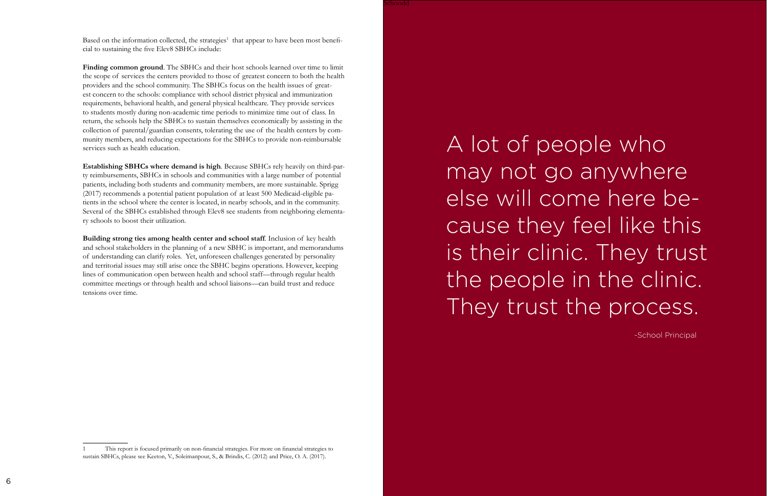Based on the information collected, the strategies[1] that appear to have been most beneficial to sustaining the five Elev8 SBHCs include:

**Finding common ground**. The SBHCs and their host schools learned over time to limit the scope of services the centers provided to those of greatest concern to both the health providers and the school community. The SBHCs focus on the health issues of greatest concern to the schools: compliance with school district physical and immunization requirements, behavioral health, and general physical healthcare. They provide services to students mostly during non-academic time periods to minimize time out of class. In return, the schools help the SBHCs to sustain themselves economically by assisting in the collection of parental/guardian consents, tolerating the use of the health centers by community members, and reducing expectations for the SBHCs to provide non-reimbursable services such as health education.

**Establishing SBHCs where demand is high**. Because SBHCs rely heavily on third-party reimbursements, SBHCs in schools and communities with a large number of potential patients, including both students and community members, are more sustainable. Sprigg (2017) recommends a potential patient population of at least 500 Medicaid-eligible patients in the school where the center is located, in nearby schools, and in the community. Several of the SBHCs established through Elev8 see students from neighboring elementary schools to boost their utilization.

**Building strong ties among health center and school staff**. Inclusion of key health and school stakeholders in the planning of a new SBHC is important, and memorandums of understanding can clarify roles. Yet, unforeseen challenges generated by personality and territorial issues may still arise once the SBHC begins operations. However, keeping lines of communication open between health and school staff—through regular health committee meetings or through health and school liaisons—can build trust and reduce tensions over time.

> A lot of people who may not go anywhere else will come here because they feel like this is their clinic. They trust the people in the clinic. They trust the process.
>
> -School Principal

---

[1] This report is focused primarily on non-financial strategies. For more on financial strategies to sustain SBHCs, please see Keeton, V., Soleimanpour, S., & Brindis, C. (2012) and Price, O. A. (2017).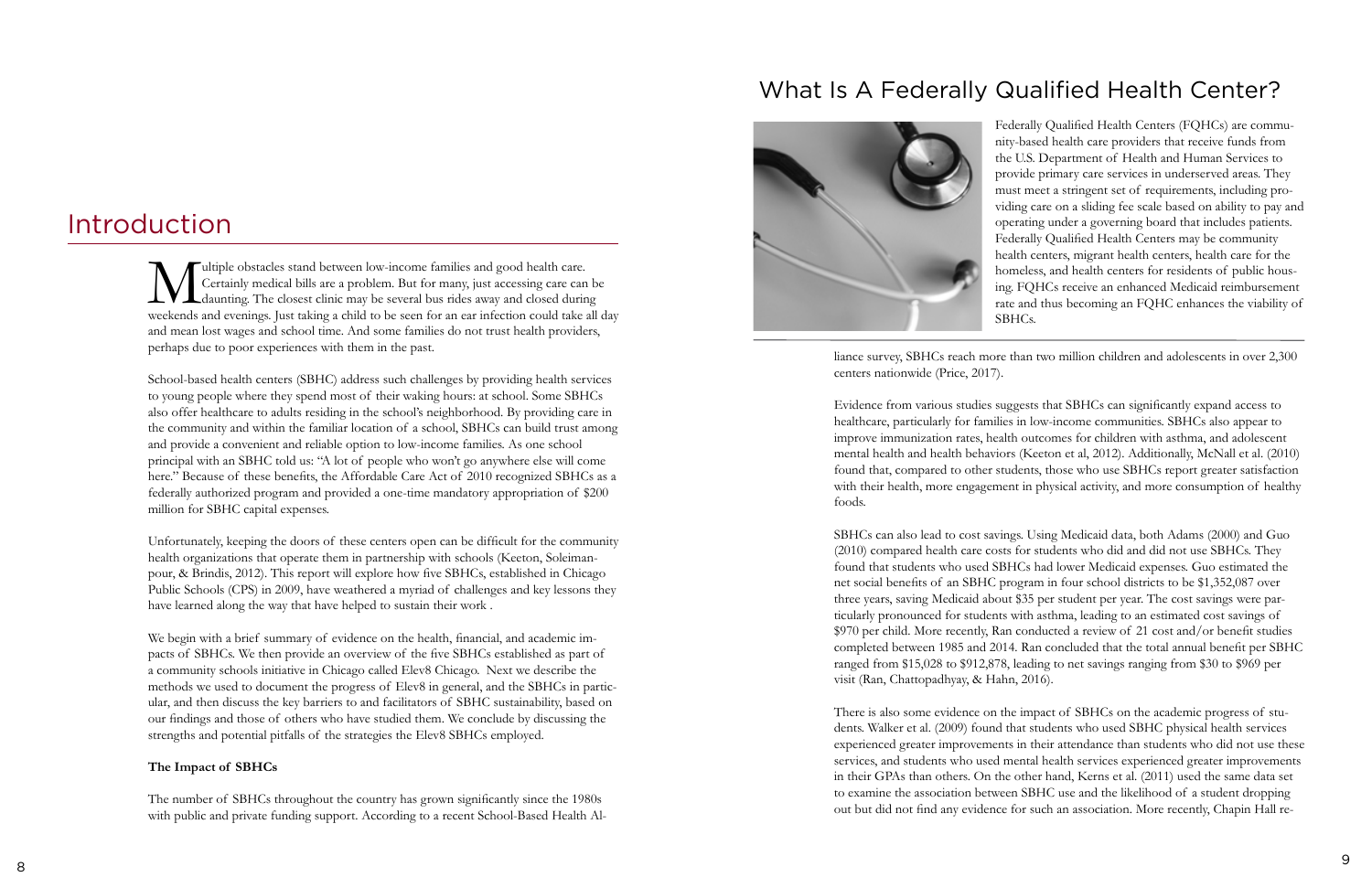# Introduction

Multiple obstacles stand between low-income families and good health care. Certainly medical bills are a problem. But for many, just accessing care can be daunting. The closest clinic may be several bus rides away and closed during weekends and evenings. Just taking a child to be seen for an ear infection could take all day and mean lost wages and school time. And some families do not trust health providers, perhaps due to poor experiences with them in the past.

School-based health centers (SBHC) address such challenges by providing health services to young people where they spend most of their waking hours: at school. Some SBHCs also offer healthcare to adults residing in the school's neighborhood. By providing care in the community and within the familiar location of a school, SBHCs can build trust among and provide a convenient and reliable option to low-income families. As one school principal with an SBHC told us: "A lot of people who won't go anywhere else will come here." Because of these benefits, the Affordable Care Act of 2010 recognized SBHCs as a federally authorized program and provided a one-time mandatory appropriation of $200 million for SBHC capital expenses.

Unfortunately, keeping the doors of these centers open can be difficult for the community health organizations that operate them in partnership with schools (Keeton, Soleimanpour, & Brindis, 2012). This report will explore how five SBHCs, established in Chicago Public Schools (CPS) in 2009, have weathered a myriad of challenges and key lessons they have learned along the way that have helped to sustain their work .

We begin with a brief summary of evidence on the health, financial, and academic impacts of SBHCs. We then provide an overview of the five SBHCs established as part of a community schools initiative in Chicago called Elev8 Chicago. Next we describe the methods we used to document the progress of Elev8 in general, and the SBHCs in particular, and then discuss the key barriers to and facilitators of SBHC sustainability, based on our findings and those of others who have studied them. We conclude by discussing the strengths and potential pitfalls of the strategies the Elev8 SBHCs employed.

**The Impact of SBHCs**

The number of SBHCs throughout the country has grown significantly since the 1980s with public and private funding support. According to a recent School-Based Health Alliance survey, SBHCs reach more than two million children and adolescents in over 2,300 centers nationwide (Price, 2017).

Evidence from various studies suggests that SBHCs can significantly expand access to healthcare, particularly for families in low-income communities. SBHCs also appear to improve immunization rates, health outcomes for children with asthma, and adolescent mental health and health behaviors (Keeton et al, 2012). Additionally, McNall et al. (2010) found that, compared to other students, those who use SBHCs report greater satisfaction with their health, more engagement in physical activity, and more consumption of healthy foods.

SBHCs can also lead to cost savings. Using Medicaid data, both Adams (2000) and Guo (2010) compared health care costs for students who did and did not use SBHCs. They found that students who used SBHCs had lower Medicaid expenses. Guo estimated the net social benefits of an SBHC program in four school districts to be $1,352,087 over three years, saving Medicaid about $35 per student per year. The cost savings were particularly pronounced for students with asthma, leading to an estimated cost savings of $970 per child. More recently, Ran conducted a review of 21 cost and/or benefit studies completed between 1985 and 2014. Ran concluded that the total annual benefit per SBHC ranged from $15,028 to $912,878, leading to net savings ranging from $30 to $969 per visit (Ran, Chattopadhyay, & Hahn, 2016).

There is also some evidence on the impact of SBHCs on the academic progress of students. Walker et al. (2009) found that students who used SBHC physical health services experienced greater improvements in their attendance than students who did not use these services, and students who used mental health services experienced greater improvements in their GPAs than others. On the other hand, Kerns et al. (2011) used the same data set to examine the association between SBHC use and the likelihood of a student dropping out but did not find any evidence for such an association. More recently, Chapin Hall re-

## What Is A Federally Qualified Health Center?

Federally Qualified Health Centers (FQHCs) are community-based health care providers that receive funds from the U.S. Department of Health and Human Services to provide primary care services in underserved areas. They must meet a stringent set of requirements, including providing care on a sliding fee scale based on ability to pay and operating under a governing board that includes patients. Federally Qualified Health Centers may be community health centers, migrant health centers, health care for the homeless, and health centers for residents of public housing. FQHCs receive an enhanced Medicaid reimbursement rate and thus becoming an FQHC enhances the viability of SBHCs.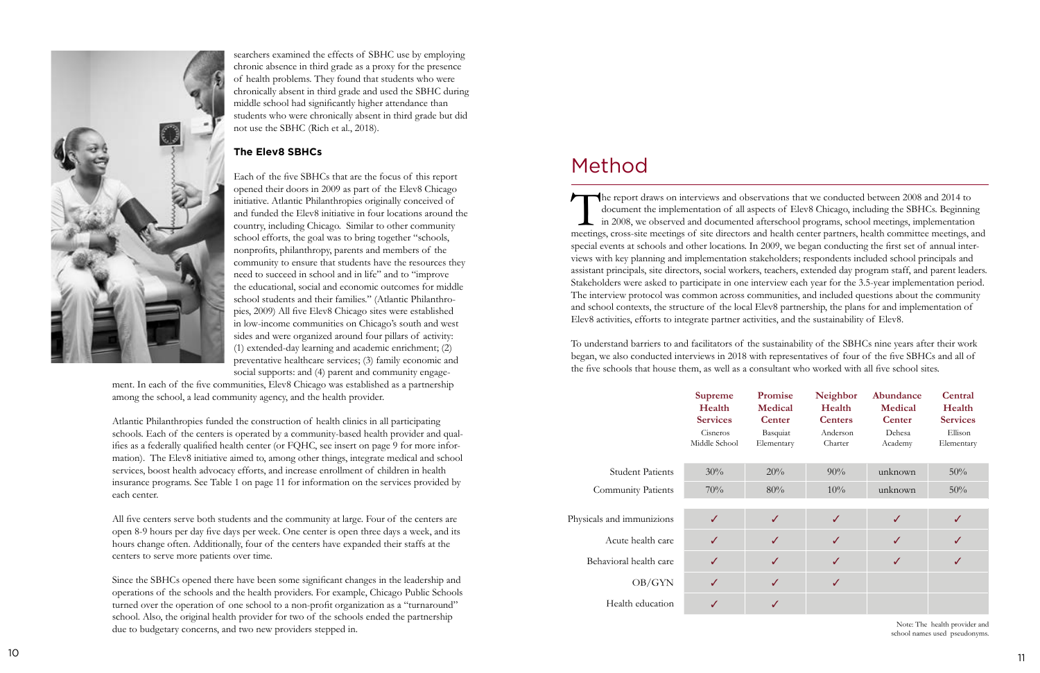searchers examined the effects of SBHC use by employing chronic absence in third grade as a proxy for the presence of health problems. They found that students who were chronically absent in third grade and used the SBHC during middle school had significantly higher attendance than students who were chronically absent in third grade but did not use the SBHC (Rich et al., 2018).

### The Elev8 SBHCs

Each of the five SBHCs that are the focus of this report opened their doors in 2009 as part of the Elev8 Chicago initiative. Atlantic Philanthropies originally conceived of and funded the Elev8 initiative in four locations around the country, including Chicago. Similar to other community school efforts, the goal was to bring together "schools, nonprofits, philanthropy, parents and members of the community to ensure that students have the resources they need to succeed in school and in life" and to "improve the educational, social and economic outcomes for middle school students and their families." (Atlantic Philanthropies, 2009) All five Elev8 Chicago sites were established in low-income communities on Chicago's south and west sides and were organized around four pillars of activity: (1) extended-day learning and academic enrichment; (2) preventative healthcare services; (3) family economic and social supports: and (4) parent and community engagement. In each of the five communities, Elev8 Chicago was established as a partnership among the school, a lead community agency, and the health provider.

Atlantic Philanthropies funded the construction of health clinics in all participating schools. Each of the centers is operated by a community-based health provider and qualifies as a federally qualified health center (or FQHC, see insert on page 9 for more information). The Elev8 initiative aimed to, among other things, integrate medical and school services, boost health advocacy efforts, and increase enrollment of children in health insurance programs. See Table 1 on page 11 for information on the services provided by each center.

All five centers serve both students and the community at large. Four of the centers are open 8-9 hours per day five days per week. One center is open three days a week, and its hours change often. Additionally, four of the centers have expanded their staffs at the centers to serve more patients over time.

Since the SBHCs opened there have been some significant changes in the leadership and operations of the schools and the health providers. For example, Chicago Public Schools turned over the operation of one school to a non-profit organization as a "turnaround" school. Also, the original health provider for two of the schools ended the partnership due to budgetary concerns, and two new providers stepped in.

# Method

The report draws on interviews and observations that we conducted between 2008 and 2014 to document the implementation of all aspects of Elev8 Chicago, including the SBHCs. Beginning in 2008, we observed and documented afterschool programs, school meetings, implementation meetings, cross-site meetings of site directors and health center partners, health committee meetings, and special events at schools and other locations. In 2009, we began conducting the first set of annual interviews with key planning and implementation stakeholders; respondents included school principals and assistant principals, site directors, social workers, teachers, extended day program staff, and parent leaders. Stakeholders were asked to participate in one interview each year for the 3.5-year implementation period. The interview protocol was common across communities, and included questions about the community and school contexts, the structure of the local Elev8 partnership, the plans for and implementation of Elev8 activities, efforts to integrate partner activities, and the sustainability of Elev8.

To understand barriers to and facilitators of the sustainability of the SBHCs nine years after their work began, we also conducted interviews in 2018 with representatives of four of the five SBHCs and all of the five schools that house them, as well as a consultant who worked with all five school sites.

| | Supreme Health Services<br>Cisneros Middle School | Promise Medical Center<br>Basquiat Elementary | Neighbor Health Centers<br>Anderson Charter | Abundance Medical Center<br>Dehesa Academy | Central Health Services<br>Ellison Elementary |
|---|---|---|---|---|---|
| Student Patients | 30% | 20% | 90% | unknown | 50% |
| Community Patients | 70% | 80% | 10% | unknown | 50% |
| Physicals and immunizions | ✓ | ✓ | ✓ | ✓ | ✓ |
| Acute health care | ✓ | ✓ | ✓ | ✓ | ✓ |
| Behavioral health care | ✓ | ✓ | ✓ | ✓ | ✓ |
| OB/GYN | ✓ | ✓ | ✓ | | |
| Health education | ✓ | ✓ | | | |

Note: The health provider and school names used pseudonyms.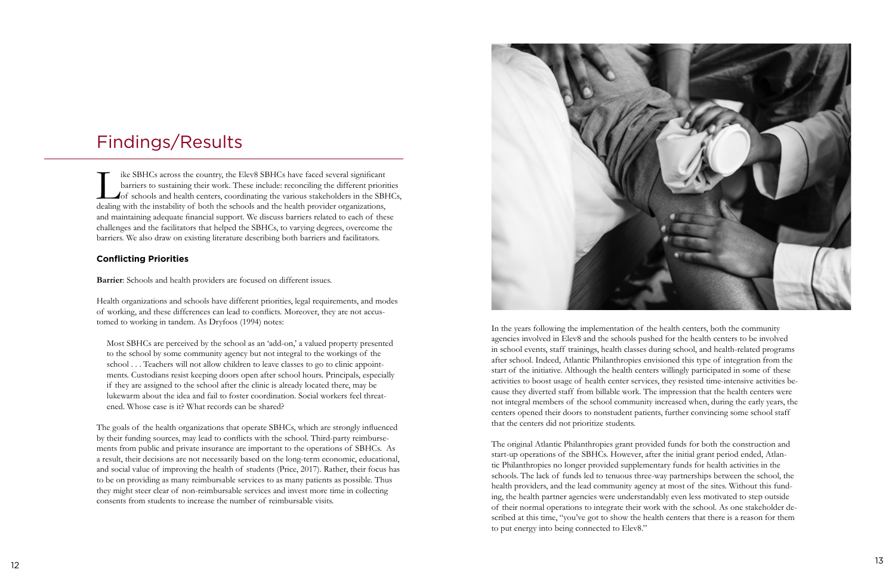## Findings/Results

Like SBHCs across the country, the Elev8 SBHCs have faced several significant barriers to sustaining their work. These include: reconciling the different priorities of schools and health centers, coordinating the various stakeholders in the SBHCs, dealing with the instability of both the schools and the health provider organizations, and maintaining adequate financial support. We discuss barriers related to each of these challenges and the facilitators that helped the SBHCs, to varying degrees, overcome the barriers. We also draw on existing literature describing both barriers and facilitators.

### Conflicting Priorities

**Barrier**: Schools and health providers are focused on different issues.

Health organizations and schools have different priorities, legal requirements, and modes of working, and these differences can lead to conflicts. Moreover, they are not accustomed to working in tandem. As Dryfoos (1994) notes:

> Most SBHCs are perceived by the school as an 'add-on,' a valued property presented to the school by some community agency but not integral to the workings of the school . . . Teachers will not allow children to leave classes to go to clinic appointments. Custodians resist keeping doors open after school hours. Principals, especially if they are assigned to the school after the clinic is already located there, may be lukewarm about the idea and fail to foster coordination. Social workers feel threatened. Whose case is it? What records can be shared?

The goals of the health organizations that operate SBHCs, which are strongly influenced by their funding sources, may lead to conflicts with the school. Third-party reimbursements from public and private insurance are important to the operations of SBHCs. As a result, their decisions are not necessarily based on the long-term economic, educational, and social value of improving the health of students (Price, 2017). Rather, their focus has to be on providing as many reimbursable services to as many patients as possible. Thus they might steer clear of non-reimbursable services and invest more time in collecting consents from students to increase the number of reimbursable visits.

In the years following the implementation of the health centers, both the community agencies involved in Elev8 and the schools pushed for the health centers to be involved in school events, staff trainings, health classes during school, and health-related programs after school. Indeed, Atlantic Philanthropies envisioned this type of integration from the start of the initiative. Although the health centers willingly participated in some of these activities to boost usage of health center services, they resisted time-intensive activities because they diverted staff from billable work. The impression that the health centers were not integral members of the school community increased when, during the early years, the centers opened their doors to nonstudent patients, further convincing some school staff that the centers did not prioritize students.

The original Atlantic Philanthropies grant provided funds for both the construction and start-up operations of the SBHCs. However, after the initial grant period ended, Atlantic Philanthropies no longer provided supplementary funds for health activities in the schools. The lack of funds led to tenuous three-way partnerships between the school, the health providers, and the lead community agency at most of the sites. Without this funding, the health partner agencies were understandably even less motivated to step outside of their normal operations to integrate their work with the school. As one stakeholder described at this time, "you've got to show the health centers that there is a reason for them to put energy into being connected to Elev8."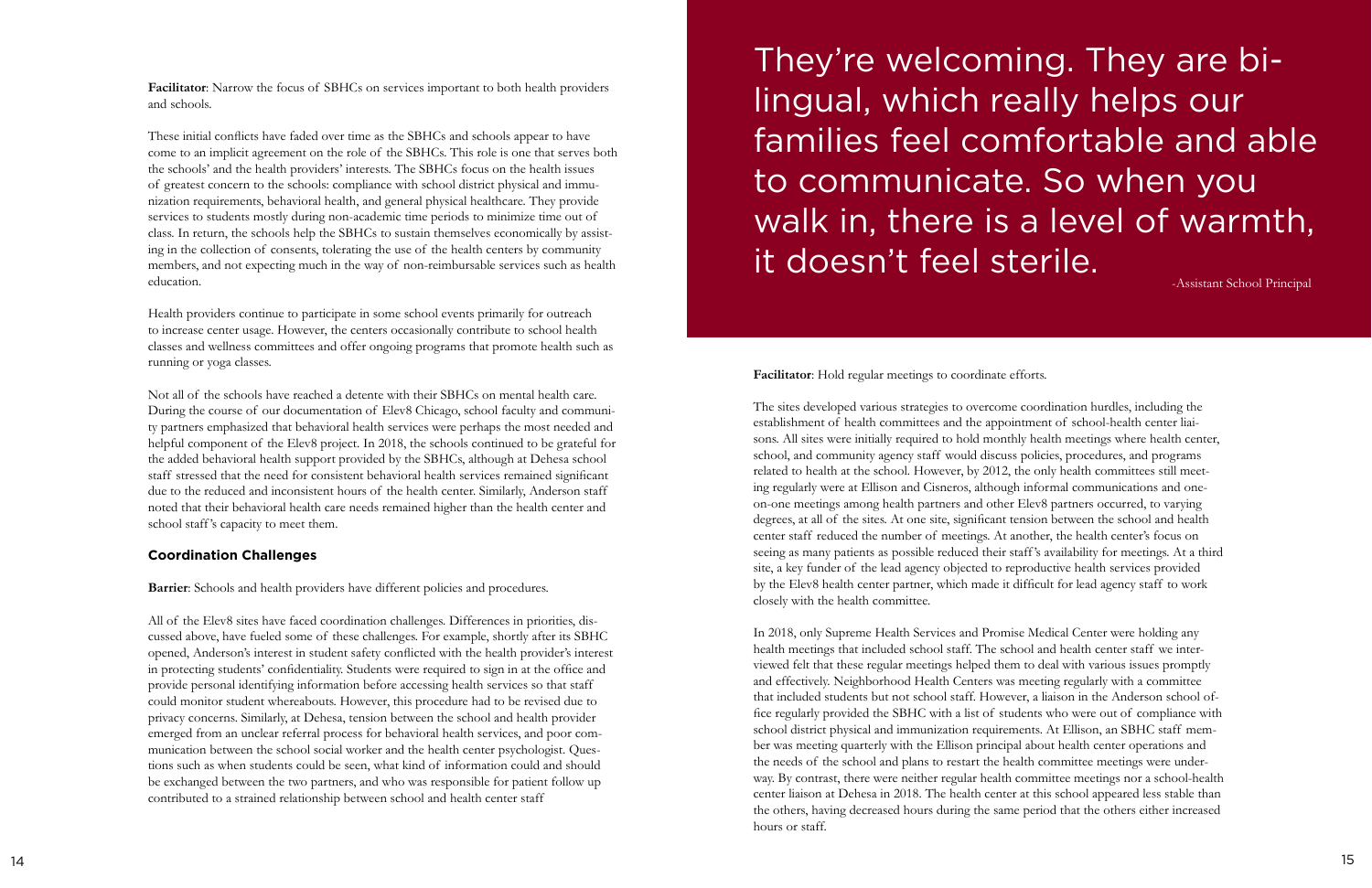**Facilitator**: Narrow the focus of SBHCs on services important to both health providers and schools.

These initial conflicts have faded over time as the SBHCs and schools appear to have come to an implicit agreement on the role of the SBHCs. This role is one that serves both the schools' and the health providers' interests. The SBHCs focus on the health issues of greatest concern to the schools: compliance with school district physical and immunization requirements, behavioral health, and general physical healthcare. They provide services to students mostly during non-academic time periods to minimize time out of class. In return, the schools help the SBHCs to sustain themselves economically by assisting in the collection of consents, tolerating the use of the health centers by community members, and not expecting much in the way of non-reimbursable services such as health education.

Health providers continue to participate in some school events primarily for outreach to increase center usage. However, the centers occasionally contribute to school health classes and wellness committees and offer ongoing programs that promote health such as running or yoga classes.

Not all of the schools have reached a detente with their SBHCs on mental health care. During the course of our documentation of Elev8 Chicago, school faculty and community partners emphasized that behavioral health services were perhaps the most needed and helpful component of the Elev8 project. In 2018, the schools continued to be grateful for the added behavioral health support provided by the SBHCs, although at Dehesa school staff stressed that the need for consistent behavioral health services remained significant due to the reduced and inconsistent hours of the health center. Similarly, Anderson staff noted that their behavioral health care needs remained higher than the health center and school staff's capacity to meet them.

### Coordination Challenges

**Barrier**: Schools and health providers have different policies and procedures.

All of the Elev8 sites have faced coordination challenges. Differences in priorities, discussed above, have fueled some of these challenges. For example, shortly after its SBHC opened, Anderson's interest in student safety conflicted with the health provider's interest in protecting students' confidentiality. Students were required to sign in at the office and provide personal identifying information before accessing health services so that staff could monitor student whereabouts. However, this procedure had to be revised due to privacy concerns. Similarly, at Dehesa, tension between the school and health provider emerged from an unclear referral process for behavioral health services, and poor communication between the school social worker and the health center psychologist. Questions such as when students could be seen, what kind of information could and should be exchanged between the two partners, and who was responsible for patient follow up contributed to a strained relationship between school and health center staff

> They're welcoming. They are bilingual, which really helps our families feel comfortable and able to communicate. So when you walk in, there is a level of warmth, it doesn't feel sterile.
>
> -Assistant School Principal

**Facilitator**: Hold regular meetings to coordinate efforts.

The sites developed various strategies to overcome coordination hurdles, including the establishment of health committees and the appointment of school-health center liaisons. All sites were initially required to hold monthly health meetings where health center, school, and community agency staff would discuss policies, procedures, and programs related to health at the school. However, by 2012, the only health committees still meeting regularly were at Ellison and Cisneros, although informal communications and one-on-one meetings among health partners and other Elev8 partners occurred, to varying degrees, at all of the sites. At one site, significant tension between the school and health center staff reduced the number of meetings. At another, the health center's focus on seeing as many patients as possible reduced their staff's availability for meetings. At a third site, a key funder of the lead agency objected to reproductive health services provided by the Elev8 health center partner, which made it difficult for lead agency staff to work closely with the health committee.

In 2018, only Supreme Health Services and Promise Medical Center were holding any health meetings that included school staff. The school and health center staff we interviewed felt that these regular meetings helped them to deal with various issues promptly and effectively. Neighborhood Health Centers was meeting regularly with a committee that included students but not school staff. However, a liaison in the Anderson school office regularly provided the SBHC with a list of students who were out of compliance with school district physical and immunization requirements. At Ellison, an SBHC staff member was meeting quarterly with the Ellison principal about health center operations and the needs of the school and plans to restart the health committee meetings were underway. By contrast, there were neither regular health committee meetings nor a school-health center liaison at Dehesa in 2018. The health center at this school appeared less stable than the others, having decreased hours during the same period that the others either increased hours or staff.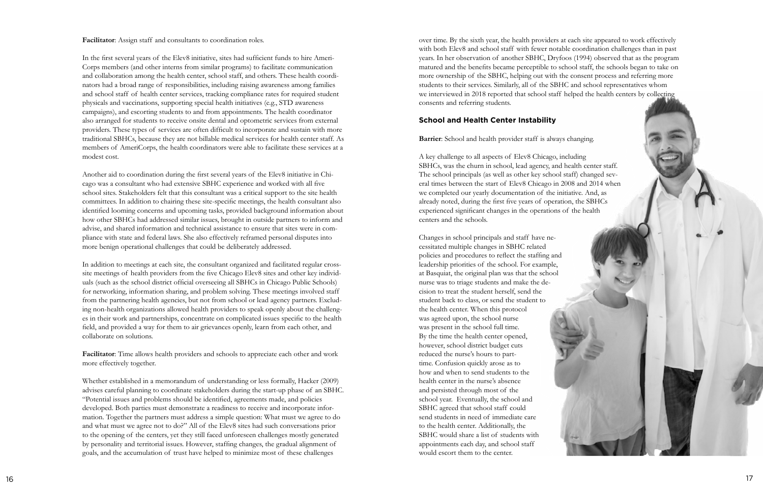**Facilitator**: Assign staff and consultants to coordination roles.

In the first several years of the Elev8 initiative, sites had sufficient funds to hire AmeriCorps members (and other interns from similar programs) to facilitate communication and collaboration among the health center, school staff, and others. These health coordinators had a broad range of responsibilities, including raising awareness among families and school staff of health center services, tracking compliance rates for required student physicals and vaccinations, supporting special health initiatives (e.g., STD awareness campaigns), and escorting students to and from appointments. The health coordinator also arranged for students to receive onsite dental and optometric services from external providers. These types of services are often difficult to incorporate and sustain with more traditional SBHCs, because they are not billable medical services for health center staff. As members of AmeriCorps, the health coordinators were able to facilitate these services at a modest cost.

Another aid to coordination during the first several years of the Elev8 initiative in Chicago was a consultant who had extensive SBHC experience and worked with all five school sites. Stakeholders felt that this consultant was a critical support to the site health committees. In addition to chairing these site-specific meetings, the health consultant also identified looming concerns and upcoming tasks, provided background information about how other SBHCs had addressed similar issues, brought in outside partners to inform and advise, and shared information and technical assistance to ensure that sites were in compliance with state and federal laws. She also effectively reframed personal disputes into more benign operational challenges that could be deliberately addressed.

In addition to meetings at each site, the consultant organized and facilitated regular cross-site meetings of health providers from the five Chicago Elev8 sites and other key individuals (such as the school district official overseeing all SBHCs in Chicago Public Schools) for networking, information sharing, and problem solving. These meetings involved staff from the partnering health agencies, but not from school or lead agency partners. Excluding non-health organizations allowed health providers to speak openly about the challenges in their work and partnerships, concentrate on complicated issues specific to the health field, and provided a way for them to air grievances openly, learn from each other, and collaborate on solutions.

**Facilitator**: Time allows health providers and schools to appreciate each other and work more effectively together.

Whether established in a memorandum of understanding or less formally, Hacker (2009) advises careful planning to coordinate stakeholders during the start-up phase of an SBHC. "Potential issues and problems should be identified, agreements made, and policies developed. Both parties must demonstrate a readiness to receive and incorporate information. Together the partners must address a simple question: What must we agree to do and what must we agree not to do?" All of the Elev8 sites had such conversations prior to the opening of the centers, yet they still faced unforeseen challenges mostly generated by personality and territorial issues. However, staffing changes, the gradual alignment of goals, and the accumulation of trust have helped to minimize most of these challenges over time. By the sixth year, the health providers at each site appeared to work effectively with both Elev8 and school staff with fewer notable coordination challenges than in past years. In her observation of another SBHC, Dryfoos (1994) observed that as the program matured and the benefits became perceptible to school staff, the schools began to take on more ownership of the SBHC, helping out with the consent process and referring more students to their services. Similarly, all of the SBHC and school representatives whom we interviewed in 2018 reported that school staff helped the health centers by collecting consents and referring students.

### School and Health Center Instability

**Barrier**: School and health provider staff is always changing.

A key challenge to all aspects of Elev8 Chicago, including SBHCs, was the churn in school, lead agency, and health center staff. The school principals (as well as other key school staff) changed several times between the start of Elev8 Chicago in 2008 and 2014 when we completed our yearly documentation of the initiative. And, as already noted, during the first five years of operation, the SBHCs experienced significant changes in the operations of the health centers and the schools.

Changes in school principals and staff have necessitated multiple changes in SBHC related policies and procedures to reflect the staffing and leadership priorities of the school. For example, at Basquiat, the original plan was that the school nurse was to triage students and make the decision to treat the student herself, send the student back to class, or send the student to the health center. When this protocol was agreed upon, the school nurse was present in the school full time. By the time the health center opened, however, school district budget cuts reduced the nurse's hours to part-time. Confusion quickly arose as to how and when to send students to the health center in the nurse's absence and persisted through most of the school year. Eventually, the school and SBHC agreed that school staff could send students in need of immediate care to the health center. Additionally, the SBHC would share a list of students with appointments each day, and school staff would escort them to the center.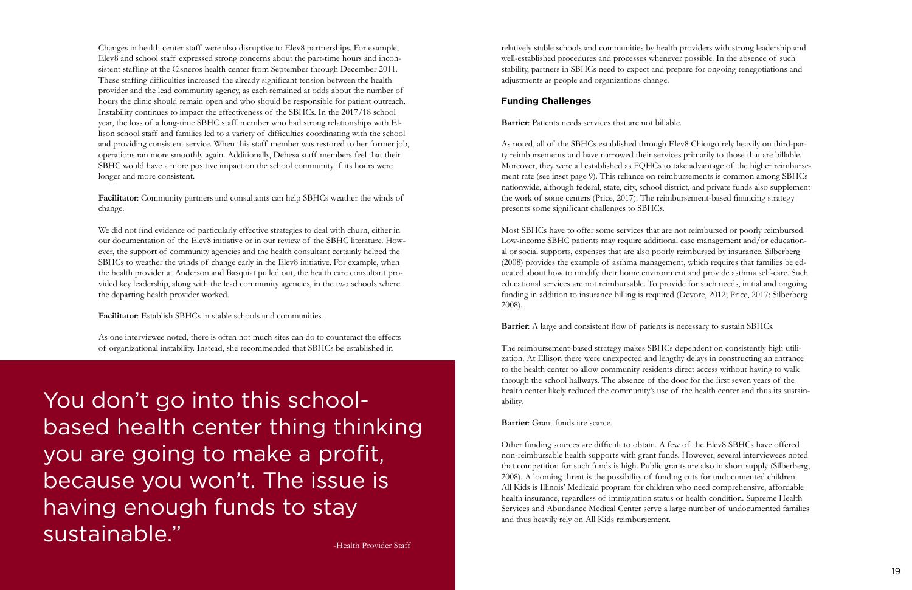Changes in health center staff were also disruptive to Elev8 partnerships. For example, Elev8 and school staff expressed strong concerns about the part-time hours and inconsistent staffing at the Cisneros health center from September through December 2011. These staffing difficulties increased the already significant tension between the health provider and the lead community agency, as each remained at odds about the number of hours the clinic should remain open and who should be responsible for patient outreach. Instability continues to impact the effectiveness of the SBHCs. In the 2017/18 school year, the loss of a long-time SBHC staff member who had strong relationships with Ellison school staff and families led to a variety of difficulties coordinating with the school and providing consistent service. When this staff member was restored to her former job, operations ran more smoothly again. Additionally, Dehesa staff members feel that their SBHC would have a more positive impact on the school community if its hours were longer and more consistent.

**Facilitator**: Community partners and consultants can help SBHCs weather the winds of change.

We did not find evidence of particularly effective strategies to deal with churn, either in our documentation of the Elev8 initiative or in our review of the SBHC literature. However, the support of community agencies and the health consultant certainly helped the SBHCs to weather the winds of change early in the Elev8 initiative. For example, when the health provider at Anderson and Basquiat pulled out, the health care consultant provided key leadership, along with the lead community agencies, in the two schools where the departing health provider worked.

**Facilitator**: Establish SBHCs in stable schools and communities.

As one interviewee noted, there is often not much sites can do to counteract the effects of organizational instability. Instead, she recommended that SBHCs be established in relatively stable schools and communities by health providers with strong leadership and well-established procedures and processes whenever possible. In the absence of such stability, partners in SBHCs need to expect and prepare for ongoing renegotiations and adjustments as people and organizations change.

> You don't go into this school-based health center thing thinking you are going to make a profit, because you won't. The issue is having enough funds to stay sustainable."
>
> -Health Provider Staff

### Funding Challenges

**Barrier**: Patients needs services that are not billable.

As noted, all of the SBHCs established through Elev8 Chicago rely heavily on third-party reimbursements and have narrowed their services primarily to those that are billable. Moreover, they were all established as FQHCs to take advantage of the higher reimbursement rate (see inset page 9). This reliance on reimbursements is common among SBHCs nationwide, although federal, state, city, school district, and private funds also supplement the work of some centers (Price, 2017). The reimbursement-based financing strategy presents some significant challenges to SBHCs.

Most SBHCs have to offer some services that are not reimbursed or poorly reimbursed. Low-income SBHC patients may require additional case management and/or educational or social supports, expenses that are also poorly reimbursed by insurance. Silberberg (2008) provides the example of asthma management, which requires that families be educated about how to modify their home environment and provide asthma self-care. Such educational services are not reimbursable. To provide for such needs, initial and ongoing funding in addition to insurance billing is required (Devore, 2012; Price, 2017; Silberberg 2008).

**Barrier**: A large and consistent flow of patients is necessary to sustain SBHCs.

The reimbursement-based strategy makes SBHCs dependent on consistently high utilization. At Ellison there were unexpected and lengthy delays in constructing an entrance to the health center to allow community residents direct access without having to walk through the school hallways. The absence of the door for the first seven years of the health center likely reduced the community's use of the health center and thus its sustainability.

**Barrier**: Grant funds are scarce.

Other funding sources are difficult to obtain. A few of the Elev8 SBHCs have offered non-reimbursable health supports with grant funds. However, several interviewees noted that competition for such funds is high. Public grants are also in short supply (Silberberg, 2008). A looming threat is the possibility of funding cuts for undocumented children. All Kids is Illinois' Medicaid program for children who need comprehensive, affordable health insurance, regardless of immigration status or health condition. Supreme Health Services and Abundance Medical Center serve a large number of undocumented families and thus heavily rely on All Kids reimbursement.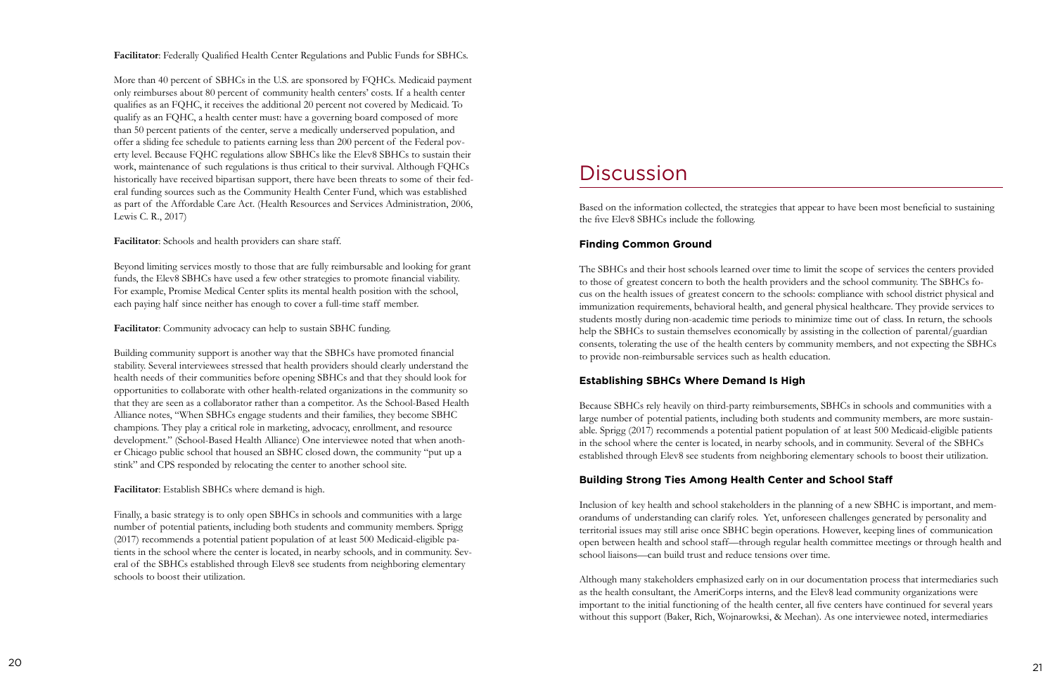**Facilitator**: Federally Qualified Health Center Regulations and Public Funds for SBHCs.

More than 40 percent of SBHCs in the U.S. are sponsored by FQHCs. Medicaid payment only reimburses about 80 percent of community health centers' costs. If a health center qualifies as an FQHC, it receives the additional 20 percent not covered by Medicaid. To qualify as an FQHC, a health center must: have a governing board composed of more than 50 percent patients of the center, serve a medically underserved population, and offer a sliding fee schedule to patients earning less than 200 percent of the Federal poverty level. Because FQHC regulations allow SBHCs like the Elev8 SBHCs to sustain their work, maintenance of such regulations is thus critical to their survival. Although FQHCs historically have received bipartisan support, there have been threats to some of their federal funding sources such as the Community Health Center Fund, which was established as part of the Affordable Care Act. (Health Resources and Services Administration, 2006, Lewis C. R., 2017)

**Facilitator**: Schools and health providers can share staff.

Beyond limiting services mostly to those that are fully reimbursable and looking for grant funds, the Elev8 SBHCs have used a few other strategies to promote financial viability. For example, Promise Medical Center splits its mental health position with the school, each paying half since neither has enough to cover a full-time staff member.

**Facilitator**: Community advocacy can help to sustain SBHC funding.

Building community support is another way that the SBHCs have promoted financial stability. Several interviewees stressed that health providers should clearly understand the health needs of their communities before opening SBHCs and that they should look for opportunities to collaborate with other health-related organizations in the community so that they are seen as a collaborator rather than a competitor. As the School-Based Health Alliance notes, "When SBHCs engage students and their families, they become SBHC champions. They play a critical role in marketing, advocacy, enrollment, and resource development." (School-Based Health Alliance) One interviewee noted that when another Chicago public school that housed an SBHC closed down, the community "put up a stink" and CPS responded by relocating the center to another school site.

**Facilitator**: Establish SBHCs where demand is high.

Finally, a basic strategy is to only open SBHCs in schools and communities with a large number of potential patients, including both students and community members. Sprigg (2017) recommends a potential patient population of at least 500 Medicaid-eligible patients in the school where the center is located, in nearby schools, and in community. Several of the SBHCs established through Elev8 see students from neighboring elementary schools to boost their utilization.

# Discussion

Based on the information collected, the strategies that appear to have been most beneficial to sustaining the five Elev8 SBHCs include the following.

### Finding Common Ground

The SBHCs and their host schools learned over time to limit the scope of services the centers provided to those of greatest concern to both the health providers and the school community. The SBHCs focus on the health issues of greatest concern to the schools: compliance with school district physical and immunization requirements, behavioral health, and general physical healthcare. They provide services to students mostly during non-academic time periods to minimize time out of class. In return, the schools help the SBHCs to sustain themselves economically by assisting in the collection of parental/guardian consents, tolerating the use of the health centers by community members, and not expecting the SBHCs to provide non-reimbursable services such as health education.

### Establishing SBHCs Where Demand Is High

Because SBHCs rely heavily on third-party reimbursements, SBHCs in schools and communities with a large number of potential patients, including both students and community members, are more sustainable. Sprigg (2017) recommends a potential patient population of at least 500 Medicaid-eligible patients in the school where the center is located, in nearby schools, and in community. Several of the SBHCs established through Elev8 see students from neighboring elementary schools to boost their utilization.

### Building Strong Ties Among Health Center and School Staff

Inclusion of key health and school stakeholders in the planning of a new SBHC is important, and memorandums of understanding can clarify roles. Yet, unforeseen challenges generated by personality and territorial issues may still arise once SBHC begin operations. However, keeping lines of communication open between health and school staff—through regular health committee meetings or through health and school liaisons—can build trust and reduce tensions over time.

Although many stakeholders emphasized early on in our documentation process that intermediaries such as the health consultant, the AmeriCorps interns, and the Elev8 lead community organizations were important to the initial functioning of the health center, all five centers have continued for several years without this support (Baker, Rich, Wojnarowksi, & Meehan). As one interviewee noted, intermediaries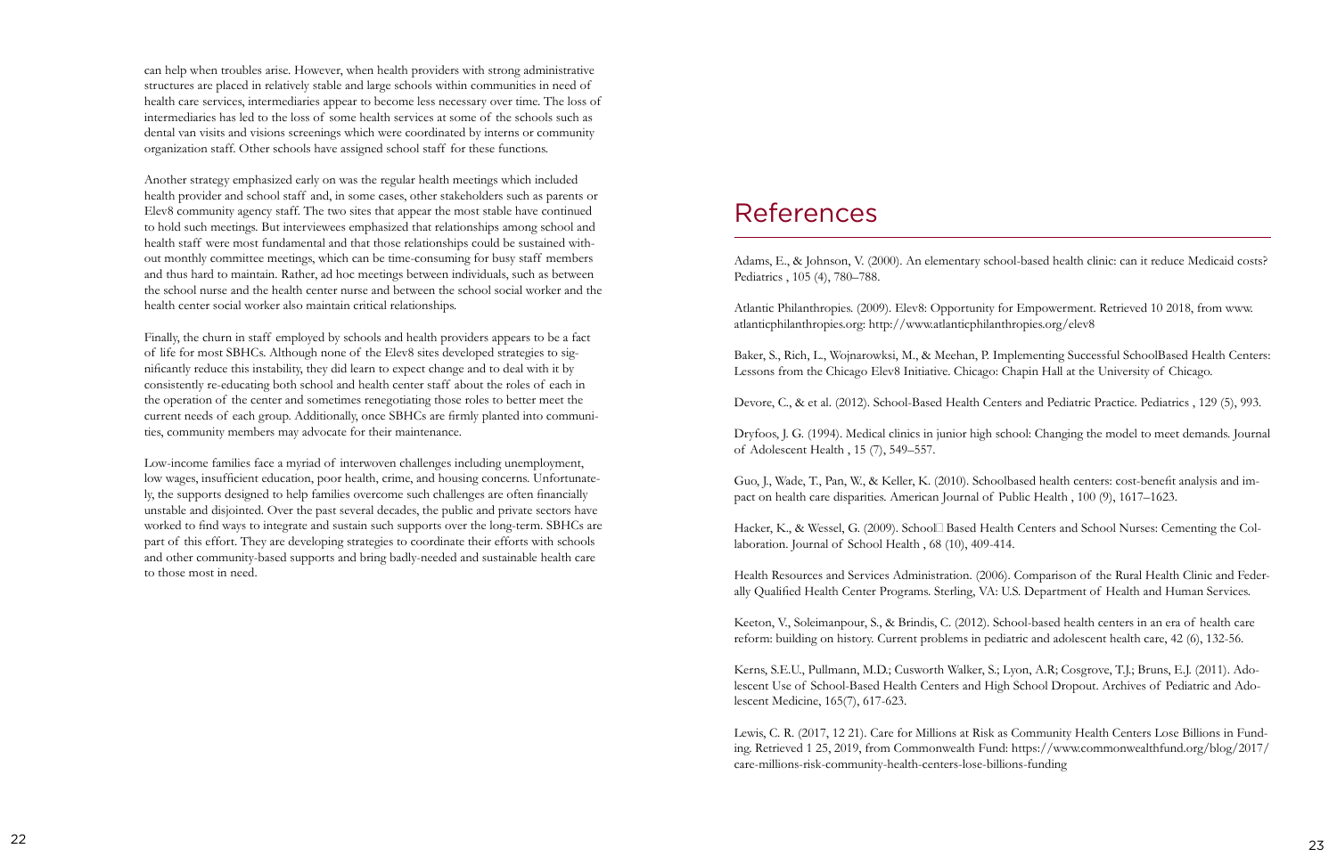can help when troubles arise. However, when health providers with strong administrative structures are placed in relatively stable and large schools within communities in need of health care services, intermediaries appear to become less necessary over time. The loss of intermediaries has led to the loss of some health services at some of the schools such as dental van visits and visions screenings which were coordinated by interns or community organization staff. Other schools have assigned school staff for these functions.

Another strategy emphasized early on was the regular health meetings which included health provider and school staff and, in some cases, other stakeholders such as parents or Elev8 community agency staff. The two sites that appear the most stable have continued to hold such meetings. But interviewees emphasized that relationships among school and health staff were most fundamental and that those relationships could be sustained without monthly committee meetings, which can be time-consuming for busy staff members and thus hard to maintain. Rather, ad hoc meetings between individuals, such as between the school nurse and the health center nurse and between the school social worker and the health center social worker also maintain critical relationships.

Finally, the churn in staff employed by schools and health providers appears to be a fact of life for most SBHCs. Although none of the Elev8 sites developed strategies to significantly reduce this instability, they did learn to expect change and to deal with it by consistently re-educating both school and health center staff about the roles of each in the operation of the center and sometimes renegotiating those roles to better meet the current needs of each group. Additionally, once SBHCs are firmly planted into communities, community members may advocate for their maintenance.

Low-income families face a myriad of interwoven challenges including unemployment, low wages, insufficient education, poor health, crime, and housing concerns. Unfortunately, the supports designed to help families overcome such challenges are often financially unstable and disjointed. Over the past several decades, the public and private sectors have worked to find ways to integrate and sustain such supports over the long-term. SBHCs are part of this effort. They are developing strategies to coordinate their efforts with schools and other community-based supports and bring badly-needed and sustainable health care to those most in need.

# References

Adams, E., & Johnson, V. (2000). An elementary school-based health clinic: can it reduce Medicaid costs? Pediatrics , 105 (4), 780–788.

Atlantic Philanthropies. (2009). Elev8: Opportunity for Empowerment. Retrieved 10 2018, from www.atlanticphilanthropies.org: http://www.atlanticphilanthropies.org/elev8

Baker, S., Rich, L., Wojnarowksi, M., & Meehan, P. Implementing Successful SchoolBased Health Centers: Lessons from the Chicago Elev8 Initiative. Chicago: Chapin Hall at the University of Chicago.

Devore, C., & et al. (2012). School-Based Health Centers and Pediatric Practice. Pediatrics , 129 (5), 993.

Dryfoos, J. G. (1994). Medical clinics in junior high school: Changing the model to meet demands. Journal of Adolescent Health , 15 (7), 549–557.

Guo, J., Wade, T., Pan, W., & Keller, K. (2010). Schoolbased health centers: cost-benefit analysis and impact on health care disparities. American Journal of Public Health , 100 (9), 1617–1623.

Hacker, K., & Wessel, G. (2009). School□ Based Health Centers and School Nurses: Cementing the Collaboration. Journal of School Health , 68 (10), 409-414.

Health Resources and Services Administration. (2006). Comparison of the Rural Health Clinic and Federally Qualified Health Center Programs. Sterling, VA: U.S. Department of Health and Human Services.

Keeton, V., Soleimanpour, S., & Brindis, C. (2012). School-based health centers in an era of health care reform: building on history. Current problems in pediatric and adolescent health care, 42 (6), 132-56.

Kerns, S.E.U., Pullmann, M.D.; Cusworth Walker, S.; Lyon, A.R; Cosgrove, T.J.; Bruns, E.J. (2011). Adolescent Use of School-Based Health Centers and High School Dropout. Archives of Pediatric and Adolescent Medicine, 165(7), 617-623.

Lewis, C. R. (2017, 12 21). Care for Millions at Risk as Community Health Centers Lose Billions in Funding. Retrieved 1 25, 2019, from Commonwealth Fund: https://www.commonwealthfund.org/blog/2017/care-millions-risk-community-health-centers-lose-billions-funding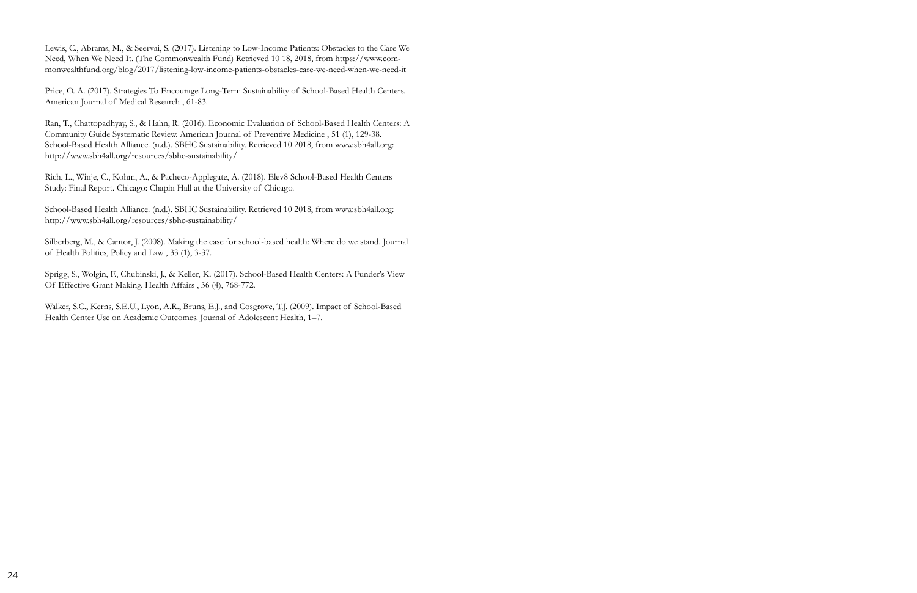Lewis, C., Abrams, M., & Seervai, S. (2017). Listening to Low-Income Patients: Obstacles to the Care We Need, When We Need It. (The Commonwealth Fund) Retrieved 10 18, 2018, from https://www.commonwealthfund.org/blog/2017/listening-low-income-patients-obstacles-care-we-need-when-we-need-it

Price, O. A. (2017). Strategies To Encourage Long-Term Sustainability of School-Based Health Centers. American Journal of Medical Research , 61-83.

Ran, T., Chattopadhyay, S., & Hahn, R. (2016). Economic Evaluation of School-Based Health Centers: A Community Guide Systematic Review. American Journal of Preventive Medicine , 51 (1), 129-38. School-Based Health Alliance. (n.d.). SBHC Sustainability. Retrieved 10 2018, from www.sbh4all.org: http://www.sbh4all.org/resources/sbhc-sustainability/

Rich, L., Winje, C., Kohm, A., & Pacheco-Applegate, A. (2018). Elev8 School-Based Health Centers Study: Final Report. Chicago: Chapin Hall at the University of Chicago.

School-Based Health Alliance. (n.d.). SBHC Sustainability. Retrieved 10 2018, from www.sbh4all.org: http://www.sbh4all.org/resources/sbhc-sustainability/

Silberberg, M., & Cantor, J. (2008). Making the case for school-based health: Where do we stand. Journal of Health Politics, Policy and Law , 33 (1), 3-37.

Sprigg, S., Wolgin, F., Chubinski, J., & Keller, K. (2017). School-Based Health Centers: A Funder's View Of Effective Grant Making. Health Affairs , 36 (4), 768-772.

Walker, S.C., Kerns, S.E.U., Lyon, A.R., Bruns, E.J., and Cosgrove, T.J. (2009). Impact of School-Based Health Center Use on Academic Outcomes. Journal of Adolescent Health, 1–7.